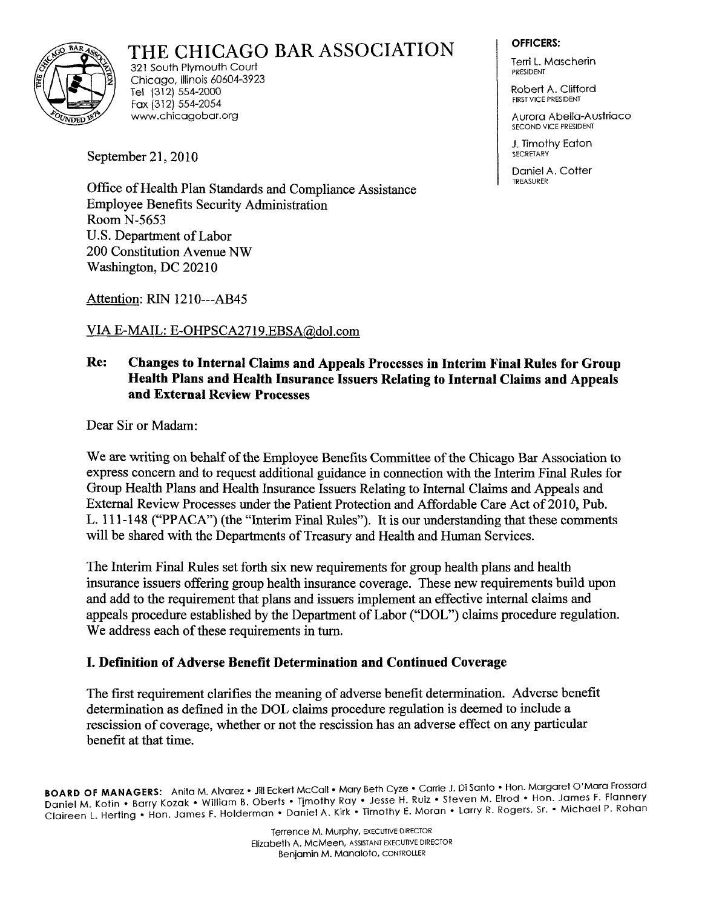# THE CHICAGO BAR ASSOCIATION

321 South Plymouth Court
Chicago, Illinois 60604-3923
Tel (312) 554-2000
Fax (312) 554-2054
www.chicagobar.org

**OFFICERS:**

Terri L. Mascherin
PRESIDENT

Robert A. Clifford
FIRST VICE PRESIDENT

Aurora Abella-Austriaco
SECOND VICE PRESIDENT

J. Timothy Eaton
SECRETARY

Daniel A. Cotter
TREASURER

September 21, 2010

Office of Health Plan Standards and Compliance Assistance
Employee Benefits Security Administration
Room N-5653
U.S. Department of Labor
200 Constitution Avenue NW
Washington, DC 20210

Attention: RIN 1210---AB45

VIA E-MAIL: E-OHPSCA2719.EBSA@dol.com

**Re: Changes to Internal Claims and Appeals Processes in Interim Final Rules for Group Health Plans and Health Insurance Issuers Relating to Internal Claims and Appeals and External Review Processes**

Dear Sir or Madam:

We are writing on behalf of the Employee Benefits Committee of the Chicago Bar Association to express concern and to request additional guidance in connection with the Interim Final Rules for Group Health Plans and Health Insurance Issuers Relating to Internal Claims and Appeals and External Review Processes under the Patient Protection and Affordable Care Act of 2010, Pub. L. 111-148 ("PPACA") (the "Interim Final Rules"). It is our understanding that these comments will be shared with the Departments of Treasury and Health and Human Services.

The Interim Final Rules set forth six new requirements for group health plans and health insurance issuers offering group health insurance coverage. These new requirements build upon and add to the requirement that plans and issuers implement an effective internal claims and appeals procedure established by the Department of Labor ("DOL") claims procedure regulation. We address each of these requirements in turn.

## I. Definition of Adverse Benefit Determination and Continued Coverage

The first requirement clarifies the meaning of adverse benefit determination. Adverse benefit determination as defined in the DOL claims procedure regulation is deemed to include a rescission of coverage, whether or not the rescission has an adverse effect on any particular benefit at that time.

**BOARD OF MANAGERS:** Anita M. Alvarez • Jill Eckert McCall • Mary Beth Cyze • Carrie J. Di Santo • Hon. Margaret O'Mara Frossard
Daniel M. Kotin • Barry Kozak • William B. Oberts • Timothy Ray • Jesse H. Ruiz • Steven M. Elrod • Hon. James F. Flannery
Claireen L. Herting • Hon. James F. Holderman • Daniel A. Kirk • Timothy E. Moran • Larry R. Rogers, Sr. • Michael P. Rohan

Terrence M. Murphy, EXECUTIVE DIRECTOR
Elizabeth A. McMeen, ASSISTANT EXECUTIVE DIRECTOR
Benjamin M. Manaloto, CONTROLLER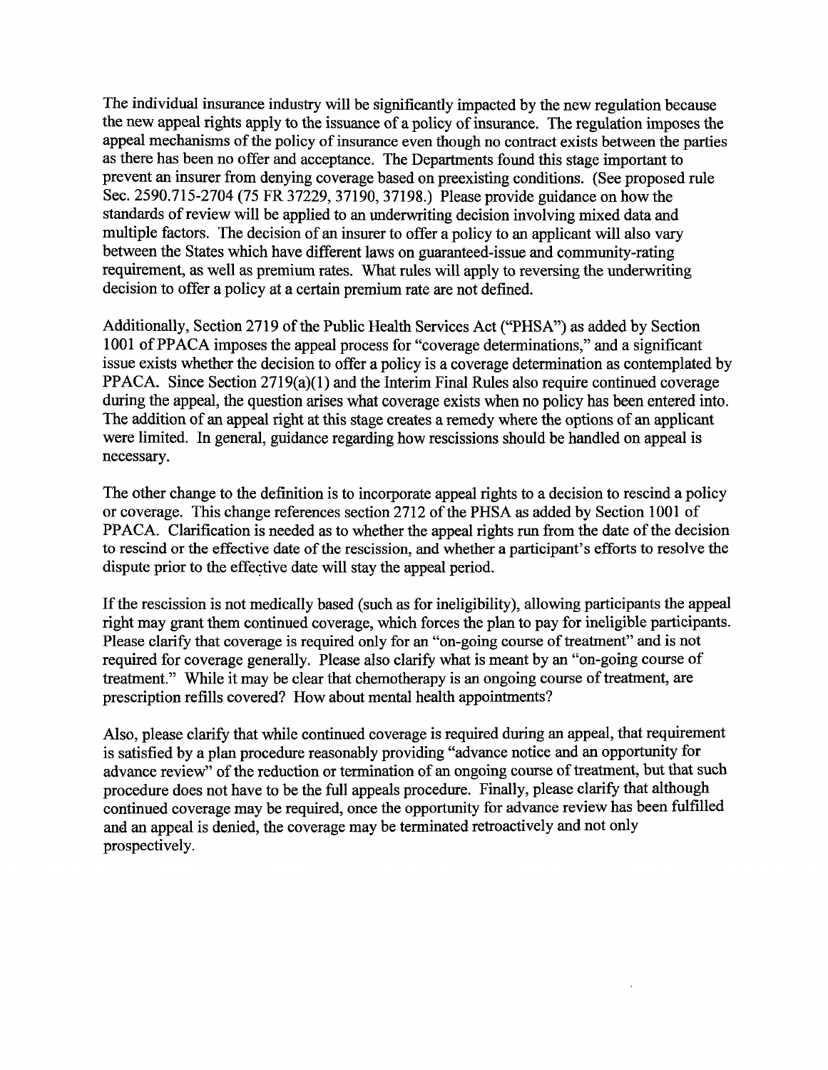The individual insurance industry will be significantly impacted by the new regulation because the new appeal rights apply to the issuance of a policy of insurance. The regulation imposes the appeal mechanisms of the policy of insurance even though no contract exists between the parties as there has been no offer and acceptance. The Departments found this stage important to prevent an insurer from denying coverage based on preexisting conditions. (See proposed rule Sec. 2590.715-2704 (75 FR 37229, 37190, 37198.) Please provide guidance on how the standards of review will be applied to an underwriting decision involving mixed data and multiple factors. The decision of an insurer to offer a policy to an applicant will also vary between the States which have different laws on guaranteed-issue and community-rating requirement, as well as premium rates. What rules will apply to reversing the underwriting decision to offer a policy at a certain premium rate are not defined.

Additionally, Section 2719 of the Public Health Services Act ("PHSA") as added by Section 1001 of PPACA imposes the appeal process for "coverage determinations," and a significant issue exists whether the decision to offer a policy is a coverage determination as contemplated by PPACA. Since Section 2719(a)(1) and the Interim Final Rules also require continued coverage during the appeal, the question arises what coverage exists when no policy has been entered into. The addition of an appeal right at this stage creates a remedy where the options of an applicant were limited. In general, guidance regarding how rescissions should be handled on appeal is necessary.

The other change to the definition is to incorporate appeal rights to a decision to rescind a policy or coverage. This change references section 2712 of the PHSA as added by Section 1001 of PPACA. Clarification is needed as to whether the appeal rights run from the date of the decision to rescind or the effective date of the rescission, and whether a participant's efforts to resolve the dispute prior to the effective date will stay the appeal period.

If the rescission is not medically based (such as for ineligibility), allowing participants the appeal right may grant them continued coverage, which forces the plan to pay for ineligible participants. Please clarify that coverage is required only for an "on-going course of treatment" and is not required for coverage generally. Please also clarify what is meant by an "on-going course of treatment." While it may be clear that chemotherapy is an ongoing course of treatment, are prescription refills covered? How about mental health appointments?

Also, please clarify that while continued coverage is required during an appeal, that requirement is satisfied by a plan procedure reasonably providing "advance notice and an opportunity for advance review" of the reduction or termination of an ongoing course of treatment, but that such procedure does not have to be the full appeals procedure. Finally, please clarify that although continued coverage may be required, once the opportunity for advance review has been fulfilled and an appeal is denied, the coverage may be terminated retroactively and not only prospectively.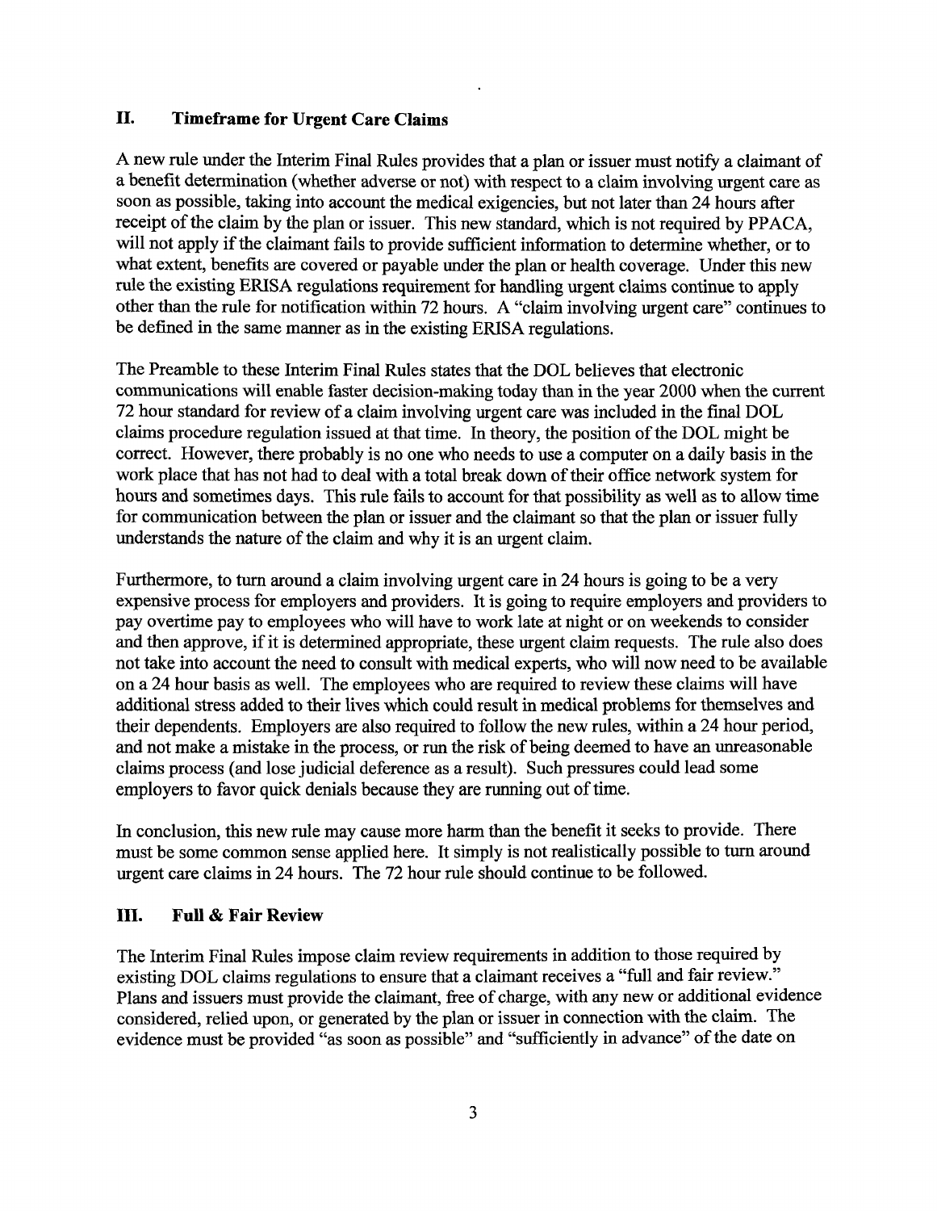## II. Timeframe for Urgent Care Claims

A new rule under the Interim Final Rules provides that a plan or issuer must notify a claimant of a benefit determination (whether adverse or not) with respect to a claim involving urgent care as soon as possible, taking into account the medical exigencies, but not later than 24 hours after receipt of the claim by the plan or issuer. This new standard, which is not required by PPACA, will not apply if the claimant fails to provide sufficient information to determine whether, or to what extent, benefits are covered or payable under the plan or health coverage. Under this new rule the existing ERISA regulations requirement for handling urgent claims continue to apply other than the rule for notification within 72 hours. A "claim involving urgent care" continues to be defined in the same manner as in the existing ERISA regulations.

The Preamble to these Interim Final Rules states that the DOL believes that electronic communications will enable faster decision-making today than in the year 2000 when the current 72 hour standard for review of a claim involving urgent care was included in the final DOL claims procedure regulation issued at that time. In theory, the position of the DOL might be correct. However, there probably is no one who needs to use a computer on a daily basis in the work place that has not had to deal with a total break down of their office network system for hours and sometimes days. This rule fails to account for that possibility as well as to allow time for communication between the plan or issuer and the claimant so that the plan or issuer fully understands the nature of the claim and why it is an urgent claim.

Furthermore, to turn around a claim involving urgent care in 24 hours is going to be a very expensive process for employers and providers. It is going to require employers and providers to pay overtime pay to employees who will have to work late at night or on weekends to consider and then approve, if it is determined appropriate, these urgent claim requests. The rule also does not take into account the need to consult with medical experts, who will now need to be available on a 24 hour basis as well. The employees who are required to review these claims will have additional stress added to their lives which could result in medical problems for themselves and their dependents. Employers are also required to follow the new rules, within a 24 hour period, and not make a mistake in the process, or run the risk of being deemed to have an unreasonable claims process (and lose judicial deference as a result). Such pressures could lead some employers to favor quick denials because they are running out of time.

In conclusion, this new rule may cause more harm than the benefit it seeks to provide. There must be some common sense applied here. It simply is not realistically possible to turn around urgent care claims in 24 hours. The 72 hour rule should continue to be followed.

## III. Full & Fair Review

The Interim Final Rules impose claim review requirements in addition to those required by existing DOL claims regulations to ensure that a claimant receives a "full and fair review." Plans and issuers must provide the claimant, free of charge, with any new or additional evidence considered, relied upon, or generated by the plan or issuer in connection with the claim. The evidence must be provided "as soon as possible" and "sufficiently in advance" of the date on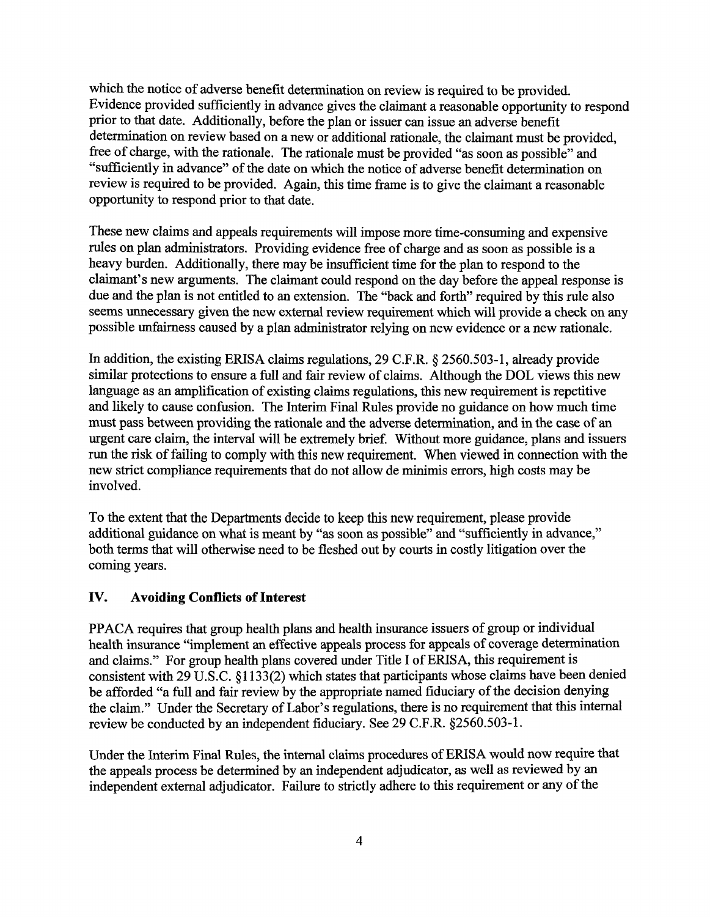which the notice of adverse benefit determination on review is required to be provided. Evidence provided sufficiently in advance gives the claimant a reasonable opportunity to respond prior to that date. Additionally, before the plan or issuer can issue an adverse benefit determination on review based on a new or additional rationale, the claimant must be provided, free of charge, with the rationale. The rationale must be provided "as soon as possible" and "sufficiently in advance" of the date on which the notice of adverse benefit determination on review is required to be provided. Again, this time frame is to give the claimant a reasonable opportunity to respond prior to that date.

These new claims and appeals requirements will impose more time-consuming and expensive rules on plan administrators. Providing evidence free of charge and as soon as possible is a heavy burden. Additionally, there may be insufficient time for the plan to respond to the claimant's new arguments. The claimant could respond on the day before the appeal response is due and the plan is not entitled to an extension. The "back and forth" required by this rule also seems unnecessary given the new external review requirement which will provide a check on any possible unfairness caused by a plan administrator relying on new evidence or a new rationale.

In addition, the existing ERISA claims regulations, 29 C.F.R. § 2560.503-1, already provide similar protections to ensure a full and fair review of claims. Although the DOL views this new language as an amplification of existing claims regulations, this new requirement is repetitive and likely to cause confusion. The Interim Final Rules provide no guidance on how much time must pass between providing the rationale and the adverse determination, and in the case of an urgent care claim, the interval will be extremely brief. Without more guidance, plans and issuers run the risk of failing to comply with this new requirement. When viewed in connection with the new strict compliance requirements that do not allow de minimis errors, high costs may be involved.

To the extent that the Departments decide to keep this new requirement, please provide additional guidance on what is meant by "as soon as possible" and "sufficiently in advance," both terms that will otherwise need to be fleshed out by courts in costly litigation over the coming years.

## IV. Avoiding Conflicts of Interest

PPACA requires that group health plans and health insurance issuers of group or individual health insurance "implement an effective appeals process for appeals of coverage determination and claims." For group health plans covered under Title I of ERISA, this requirement is consistent with 29 U.S.C. §1133(2) which states that participants whose claims have been denied be afforded "a full and fair review by the appropriate named fiduciary of the decision denying the claim." Under the Secretary of Labor's regulations, there is no requirement that this internal review be conducted by an independent fiduciary. See 29 C.F.R. §2560.503-1.

Under the Interim Final Rules, the internal claims procedures of ERISA would now require that the appeals process be determined by an independent adjudicator, as well as reviewed by an independent external adjudicator. Failure to strictly adhere to this requirement or any of the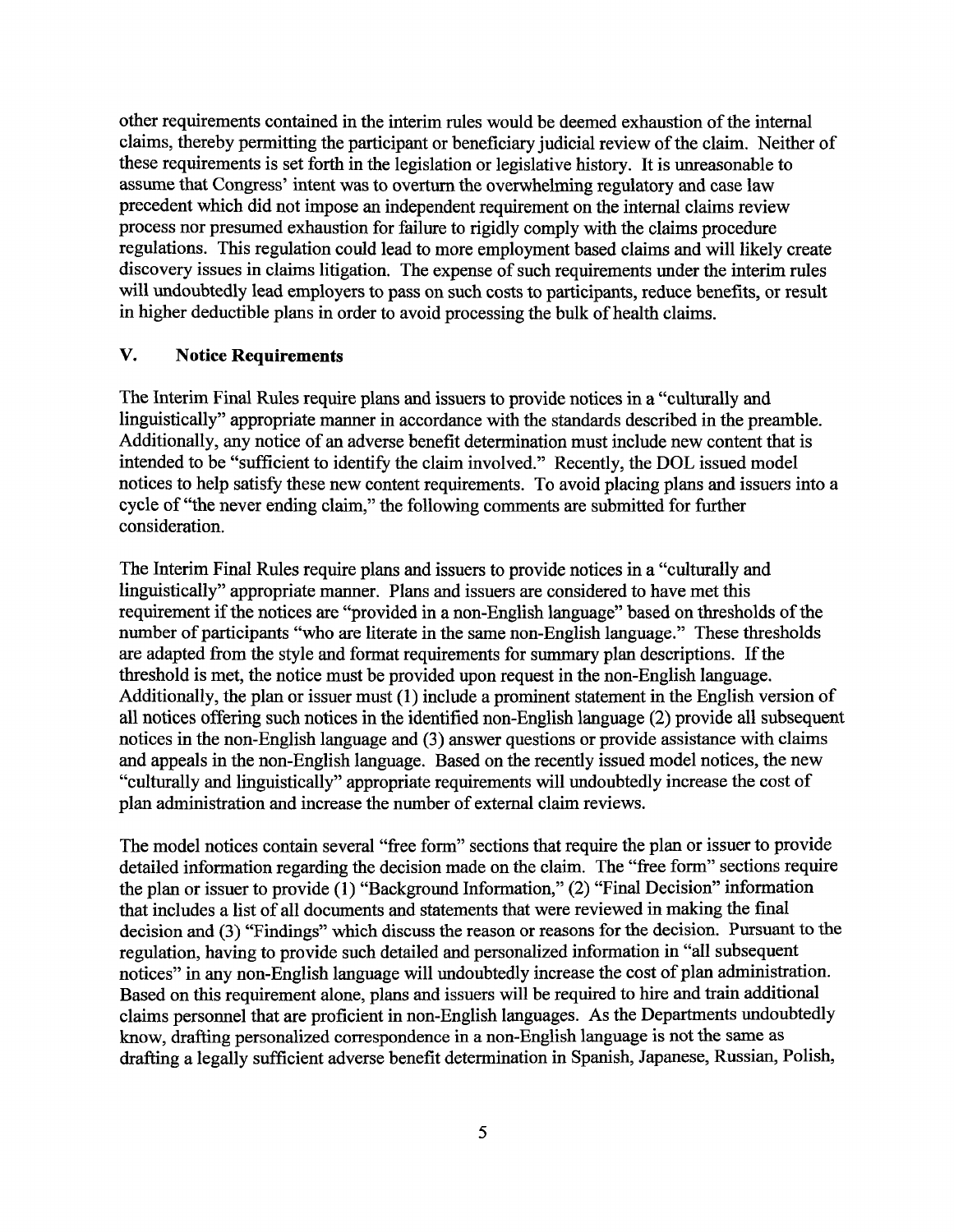other requirements contained in the interim rules would be deemed exhaustion of the internal claims, thereby permitting the participant or beneficiary judicial review of the claim. Neither of these requirements is set forth in the legislation or legislative history. It is unreasonable to assume that Congress' intent was to overturn the overwhelming regulatory and case law precedent which did not impose an independent requirement on the internal claims review process nor presumed exhaustion for failure to rigidly comply with the claims procedure regulations. This regulation could lead to more employment based claims and will likely create discovery issues in claims litigation. The expense of such requirements under the interim rules will undoubtedly lead employers to pass on such costs to participants, reduce benefits, or result in higher deductible plans in order to avoid processing the bulk of health claims.

## V. Notice Requirements

The Interim Final Rules require plans and issuers to provide notices in a "culturally and linguistically" appropriate manner in accordance with the standards described in the preamble. Additionally, any notice of an adverse benefit determination must include new content that is intended to be "sufficient to identify the claim involved." Recently, the DOL issued model notices to help satisfy these new content requirements. To avoid placing plans and issuers into a cycle of "the never ending claim," the following comments are submitted for further consideration.

The Interim Final Rules require plans and issuers to provide notices in a "culturally and linguistically" appropriate manner. Plans and issuers are considered to have met this requirement if the notices are "provided in a non-English language" based on thresholds of the number of participants "who are literate in the same non-English language." These thresholds are adapted from the style and format requirements for summary plan descriptions. If the threshold is met, the notice must be provided upon request in the non-English language. Additionally, the plan or issuer must (1) include a prominent statement in the English version of all notices offering such notices in the identified non-English language (2) provide all subsequent notices in the non-English language and (3) answer questions or provide assistance with claims and appeals in the non-English language. Based on the recently issued model notices, the new "culturally and linguistically" appropriate requirements will undoubtedly increase the cost of plan administration and increase the number of external claim reviews.

The model notices contain several "free form" sections that require the plan or issuer to provide detailed information regarding the decision made on the claim. The "free form" sections require the plan or issuer to provide (1) "Background Information," (2) "Final Decision" information that includes a list of all documents and statements that were reviewed in making the final decision and (3) "Findings" which discuss the reason or reasons for the decision. Pursuant to the regulation, having to provide such detailed and personalized information in "all subsequent notices" in any non-English language will undoubtedly increase the cost of plan administration. Based on this requirement alone, plans and issuers will be required to hire and train additional claims personnel that are proficient in non-English languages. As the Departments undoubtedly know, drafting personalized correspondence in a non-English language is not the same as drafting a legally sufficient adverse benefit determination in Spanish, Japanese, Russian, Polish,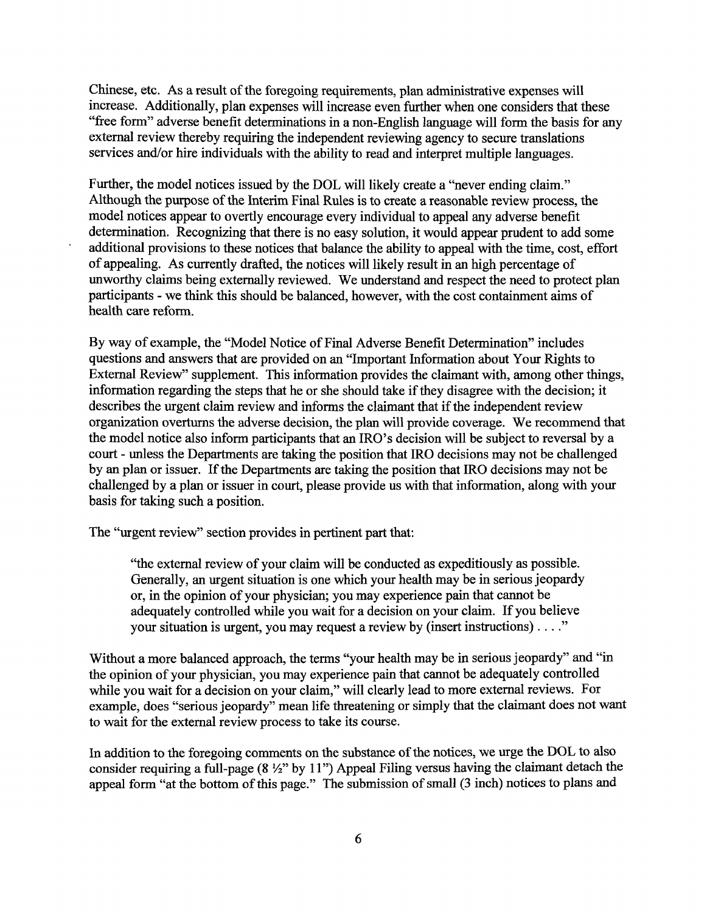Chinese, etc. As a result of the foregoing requirements, plan administrative expenses will increase. Additionally, plan expenses will increase even further when one considers that these "free form" adverse benefit determinations in a non-English language will form the basis for any external review thereby requiring the independent reviewing agency to secure translations services and/or hire individuals with the ability to read and interpret multiple languages.

Further, the model notices issued by the DOL will likely create a "never ending claim." Although the purpose of the Interim Final Rules is to create a reasonable review process, the model notices appear to overtly encourage every individual to appeal any adverse benefit determination. Recognizing that there is no easy solution, it would appear prudent to add some additional provisions to these notices that balance the ability to appeal with the time, cost, effort of appealing. As currently drafted, the notices will likely result in an high percentage of unworthy claims being externally reviewed. We understand and respect the need to protect plan participants - we think this should be balanced, however, with the cost containment aims of health care reform.

By way of example, the "Model Notice of Final Adverse Benefit Determination" includes questions and answers that are provided on an "Important Information about Your Rights to External Review" supplement. This information provides the claimant with, among other things, information regarding the steps that he or she should take if they disagree with the decision; it describes the urgent claim review and informs the claimant that if the independent review organization overturns the adverse decision, the plan will provide coverage. We recommend that the model notice also inform participants that an IRO's decision will be subject to reversal by a court - unless the Departments are taking the position that IRO decisions may not be challenged by an plan or issuer. If the Departments are taking the position that IRO decisions may not be challenged by a plan or issuer in court, please provide us with that information, along with your basis for taking such a position.

The "urgent review" section provides in pertinent part that:

> "the external review of your claim will be conducted as expeditiously as possible. Generally, an urgent situation is one which your health may be in serious jeopardy or, in the opinion of your physician; you may experience pain that cannot be adequately controlled while you wait for a decision on your claim. If you believe your situation is urgent, you may request a review by (insert instructions) . . . ."

Without a more balanced approach, the terms "your health may be in serious jeopardy" and "in the opinion of your physician, you may experience pain that cannot be adequately controlled while you wait for a decision on your claim," will clearly lead to more external reviews. For example, does "serious jeopardy" mean life threatening or simply that the claimant does not want to wait for the external review process to take its course.

In addition to the foregoing comments on the substance of the notices, we urge the DOL to also consider requiring a full-page (8 ½" by 11") Appeal Filing versus having the claimant detach the appeal form "at the bottom of this page." The submission of small (3 inch) notices to plans and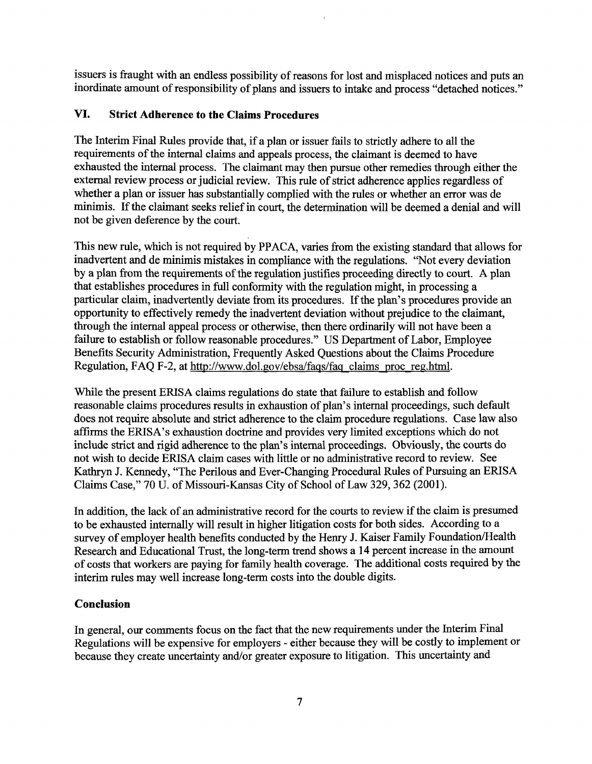issuers is fraught with an endless possibility of reasons for lost and misplaced notices and puts an inordinate amount of responsibility of plans and issuers to intake and process "detached notices."

## VI. Strict Adherence to the Claims Procedures

The Interim Final Rules provide that, if a plan or issuer fails to strictly adhere to all the requirements of the internal claims and appeals process, the claimant is deemed to have exhausted the internal process. The claimant may then pursue other remedies through either the external review process or judicial review. This rule of strict adherence applies regardless of whether a plan or issuer has substantially complied with the rules or whether an error was de minimis. If the claimant seeks relief in court, the determination will be deemed a denial and will not be given deference by the court.

This new rule, which is not required by PPACA, varies from the existing standard that allows for inadvertent and de minimis mistakes in compliance with the regulations. "Not every deviation by a plan from the requirements of the regulation justifies proceeding directly to court. A plan that establishes procedures in full conformity with the regulation might, in processing a particular claim, inadvertently deviate from its procedures. If the plan's procedures provide an opportunity to effectively remedy the inadvertent deviation without prejudice to the claimant, through the internal appeal process or otherwise, then there ordinarily will not have been a failure to establish or follow reasonable procedures." US Department of Labor, Employee Benefits Security Administration, Frequently Asked Questions about the Claims Procedure Regulation, FAQ F-2, at http://www.dol.gov/ebsa/faqs/faq_claims_proc_reg.html.

While the present ERISA claims regulations do state that failure to establish and follow reasonable claims procedures results in exhaustion of plan's internal proceedings, such default does not require absolute and strict adherence to the claim procedure regulations. Case law also affirms the ERISA's exhaustion doctrine and provides very limited exceptions which do not include strict and rigid adherence to the plan's internal proceedings. Obviously, the courts do not wish to decide ERISA claim cases with little or no administrative record to review. See Kathryn J. Kennedy, "The Perilous and Ever-Changing Procedural Rules of Pursuing an ERISA Claims Case," 70 U. of Missouri-Kansas City of School of Law 329, 362 (2001).

In addition, the lack of an administrative record for the courts to review if the claim is presumed to be exhausted internally will result in higher litigation costs for both sides. According to a survey of employer health benefits conducted by the Henry J. Kaiser Family Foundation/Health Research and Educational Trust, the long-term trend shows a 14 percent increase in the amount of costs that workers are paying for family health coverage. The additional costs required by the interim rules may well increase long-term costs into the double digits.

## Conclusion

In general, our comments focus on the fact that the new requirements under the Interim Final Regulations will be expensive for employers - either because they will be costly to implement or because they create uncertainty and/or greater exposure to litigation. This uncertainty and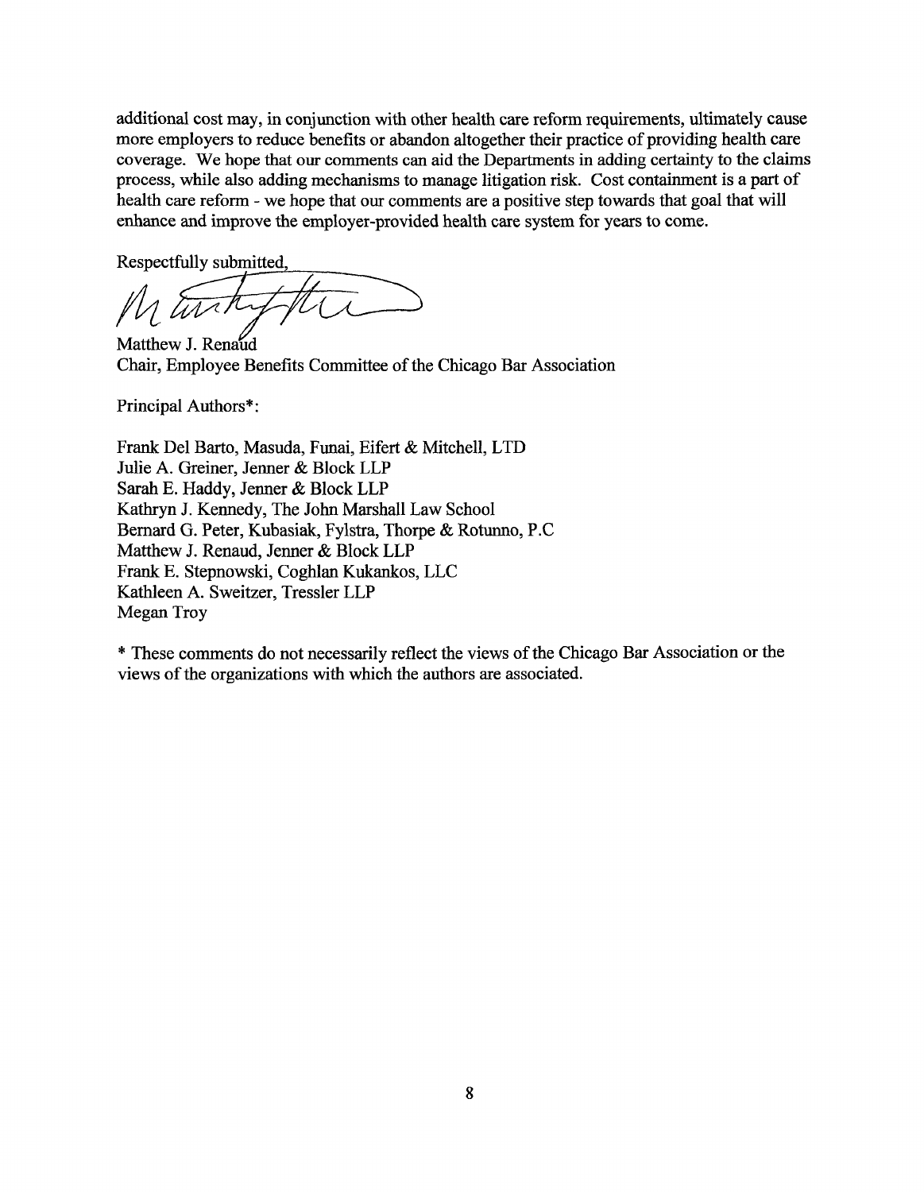additional cost may, in conjunction with other health care reform requirements, ultimately cause more employers to reduce benefits or abandon altogether their practice of providing health care coverage. We hope that our comments can aid the Departments in adding certainty to the claims process, while also adding mechanisms to manage litigation risk. Cost containment is a part of health care reform - we hope that our comments are a positive step towards that goal that will enhance and improve the employer-provided health care system for years to come.

Respectfully submitted,

Matthew J. Renaud
Chair, Employee Benefits Committee of the Chicago Bar Association

Principal Authors*:

Frank Del Barto, Masuda, Funai, Eifert & Mitchell, LTD
Julie A. Greiner, Jenner & Block LLP
Sarah E. Haddy, Jenner & Block LLP
Kathryn J. Kennedy, The John Marshall Law School
Bernard G. Peter, Kubasiak, Fylstra, Thorpe & Rotunno, P.C
Matthew J. Renaud, Jenner & Block LLP
Frank E. Stepnowski, Coghlan Kukankos, LLC
Kathleen A. Sweitzer, Tressler LLP
Megan Troy

* These comments do not necessarily reflect the views of the Chicago Bar Association or the views of the organizations with which the authors are associated.